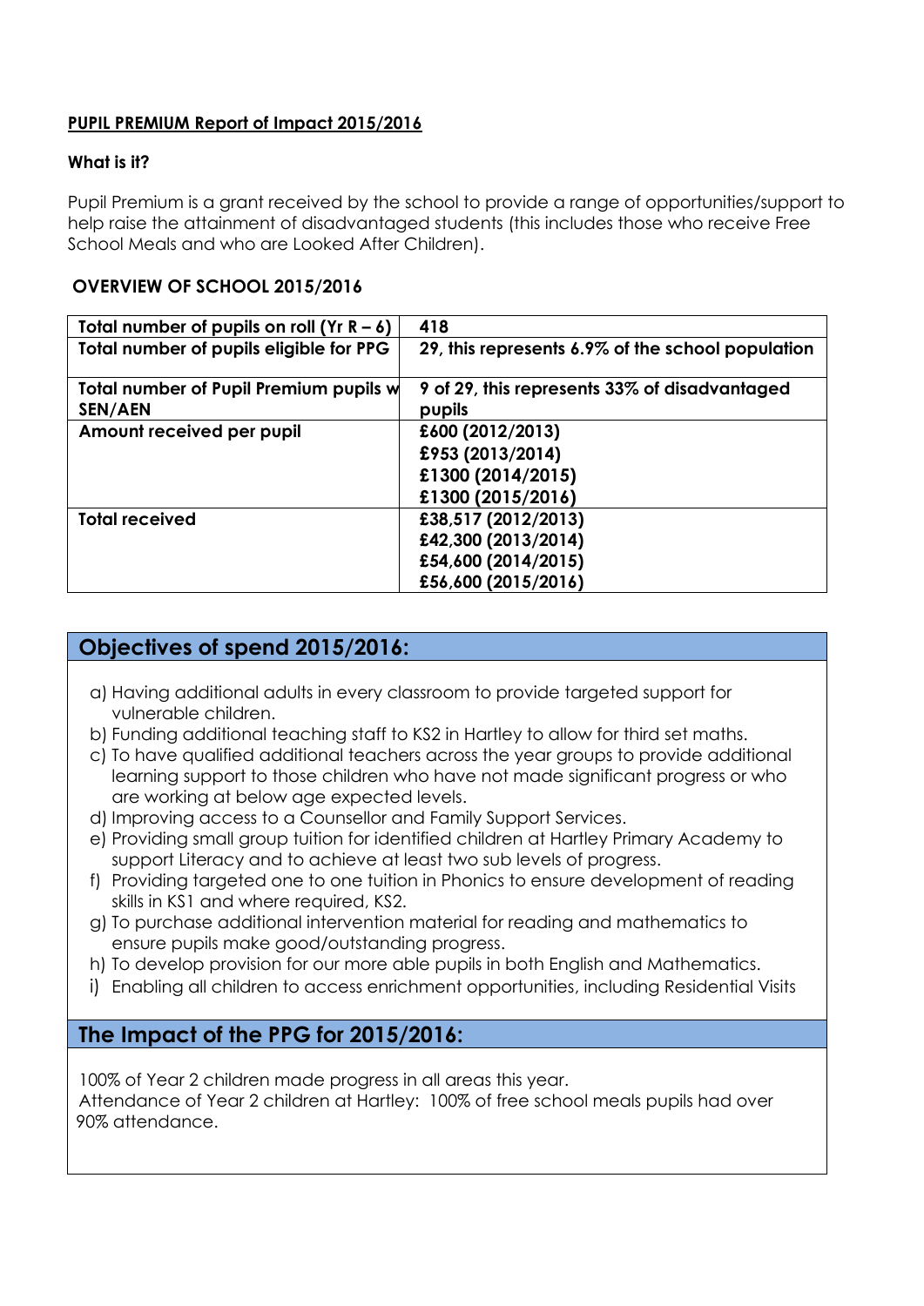**PUPIL PREMIUM Report of Impact 2015/2016**

**What is it?**

Pupil Premium is a grant received by the school to provide a range of opportunities/support to help raise the attainment of disadvantaged students (this includes those who receive Free School Meals and who are Looked After Children).

**OVERVIEW OF SCHOOL 2015/2016**

| Total number of pupils on roll (Yr R – 6) | 418 |
|---|---|
| Total number of pupils eligible for PPG | 29, this represents 6.9% of the school population |
| Total number of Pupil Premium pupils w SEN/AEN | 9 of 29, this represents 33% of disadvantaged pupils |
| Amount received per pupil | £600 (2012/2013)<br>£953 (2013/2014)<br>£1300 (2014/2015)<br>£1300 (2015/2016) |
| Total received | £38,517 (2012/2013)<br>£42,300 (2013/2014)<br>£54,600 (2014/2015)<br>£56,600 (2015/2016) |

## Objectives of spend 2015/2016:

a) Having additional adults in every classroom to provide targeted support for vulnerable children.
b) Funding additional teaching staff to KS2 in Hartley to allow for third set maths.
c) To have qualified additional teachers across the year groups to provide additional learning support to those children who have not made significant progress or who are working at below age expected levels.
d) Improving access to a Counsellor and Family Support Services.
e) Providing small group tuition for identified children at Hartley Primary Academy to support Literacy and to achieve at least two sub levels of progress.
f) Providing targeted one to one tuition in Phonics to ensure development of reading skills in KS1 and where required, KS2.
g) To purchase additional intervention material for reading and mathematics to ensure pupils make good/outstanding progress.
h) To develop provision for our more able pupils in both English and Mathematics.
i) Enabling all children to access enrichment opportunities, including Residential Visits

## The Impact of the PPG for 2015/2016:

100% of Year 2 children made progress in all areas this year.
Attendance of Year 2 children at Hartley: 100% of free school meals pupils had over 90% attendance.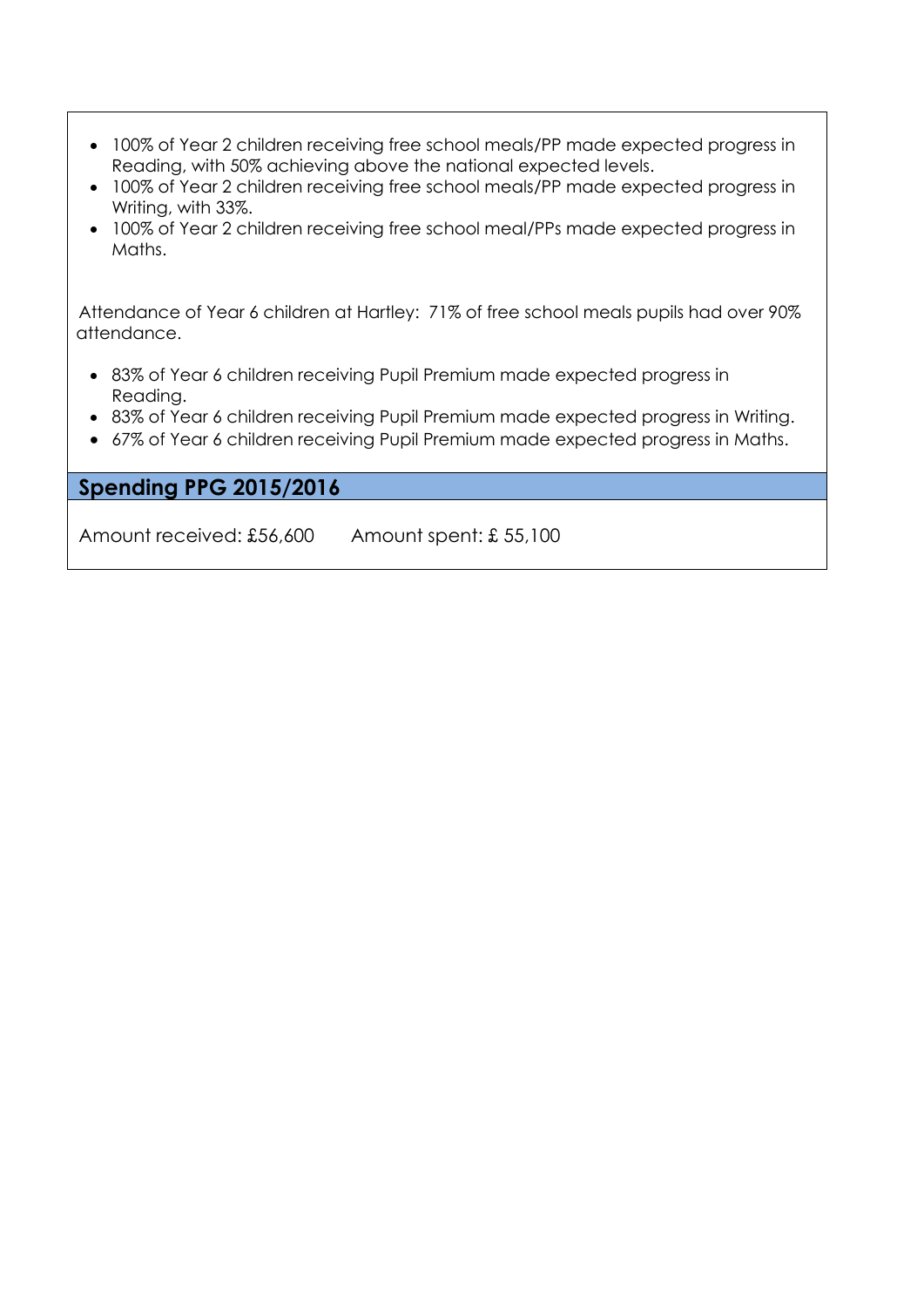- 100% of Year 2 children receiving free school meals/PP made expected progress in Reading, with 50% achieving above the national expected levels.
- 100% of Year 2 children receiving free school meals/PP made expected progress in Writing, with 33%.
- 100% of Year 2 children receiving free school meal/PPs made expected progress in Maths.

Attendance of Year 6 children at Hartley: 71% of free school meals pupils had over 90% attendance.

- 83% of Year 6 children receiving Pupil Premium made expected progress in Reading.
- 83% of Year 6 children receiving Pupil Premium made expected progress in Writing.
- 67% of Year 6 children receiving Pupil Premium made expected progress in Maths.

## Spending PPG 2015/2016

Amount received: £56,600 Amount spent: £ 55,100